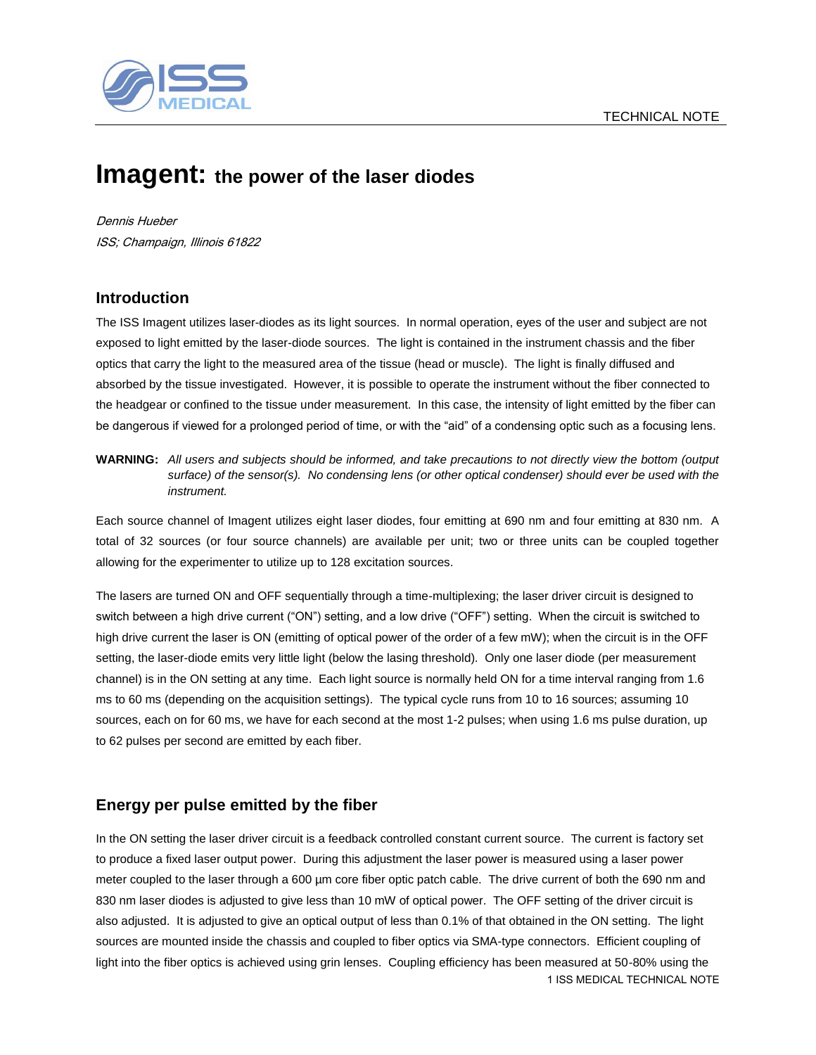TECHNICAL NOTE

# Imagent: the power of the laser diodes

*Dennis Hueber*
*ISS; Champaign, Illinois 61822*

## Introduction

The ISS Imagent utilizes laser-diodes as its light sources. In normal operation, eyes of the user and subject are not exposed to light emitted by the laser-diode sources. The light is contained in the instrument chassis and the fiber optics that carry the light to the measured area of the tissue (head or muscle). The light is finally diffused and absorbed by the tissue investigated. However, it is possible to operate the instrument without the fiber connected to the headgear or confined to the tissue under measurement. In this case, the intensity of light emitted by the fiber can be dangerous if viewed for a prolonged period of time, or with the "aid" of a condensing optic such as a focusing lens.

**WARNING:** *All users and subjects should be informed, and take precautions to not directly view the bottom (output surface) of the sensor(s). No condensing lens (or other optical condenser) should ever be used with the instrument.*

Each source channel of Imagent utilizes eight laser diodes, four emitting at 690 nm and four emitting at 830 nm. A total of 32 sources (or four source channels) are available per unit; two or three units can be coupled together allowing for the experimenter to utilize up to 128 excitation sources.

The lasers are turned ON and OFF sequentially through a time-multiplexing; the laser driver circuit is designed to switch between a high drive current ("ON") setting, and a low drive ("OFF") setting. When the circuit is switched to high drive current the laser is ON (emitting of optical power of the order of a few mW); when the circuit is in the OFF setting, the laser-diode emits very little light (below the lasing threshold). Only one laser diode (per measurement channel) is in the ON setting at any time. Each light source is normally held ON for a time interval ranging from 1.6 ms to 60 ms (depending on the acquisition settings). The typical cycle runs from 10 to 16 sources; assuming 10 sources, each on for 60 ms, we have for each second at the most 1-2 pulses; when using 1.6 ms pulse duration, up to 62 pulses per second are emitted by each fiber.

## Energy per pulse emitted by the fiber

In the ON setting the laser driver circuit is a feedback controlled constant current source. The current is factory set to produce a fixed laser output power. During this adjustment the laser power is measured using a laser power meter coupled to the laser through a 600 µm core fiber optic patch cable. The drive current of both the 690 nm and 830 nm laser diodes is adjusted to give less than 10 mW of optical power. The OFF setting of the driver circuit is also adjusted. It is adjusted to give an optical output of less than 0.1% of that obtained in the ON setting. The light sources are mounted inside the chassis and coupled to fiber optics via SMA-type connectors. Efficient coupling of light into the fiber optics is achieved using grin lenses. Coupling efficiency has been measured at 50-80% using the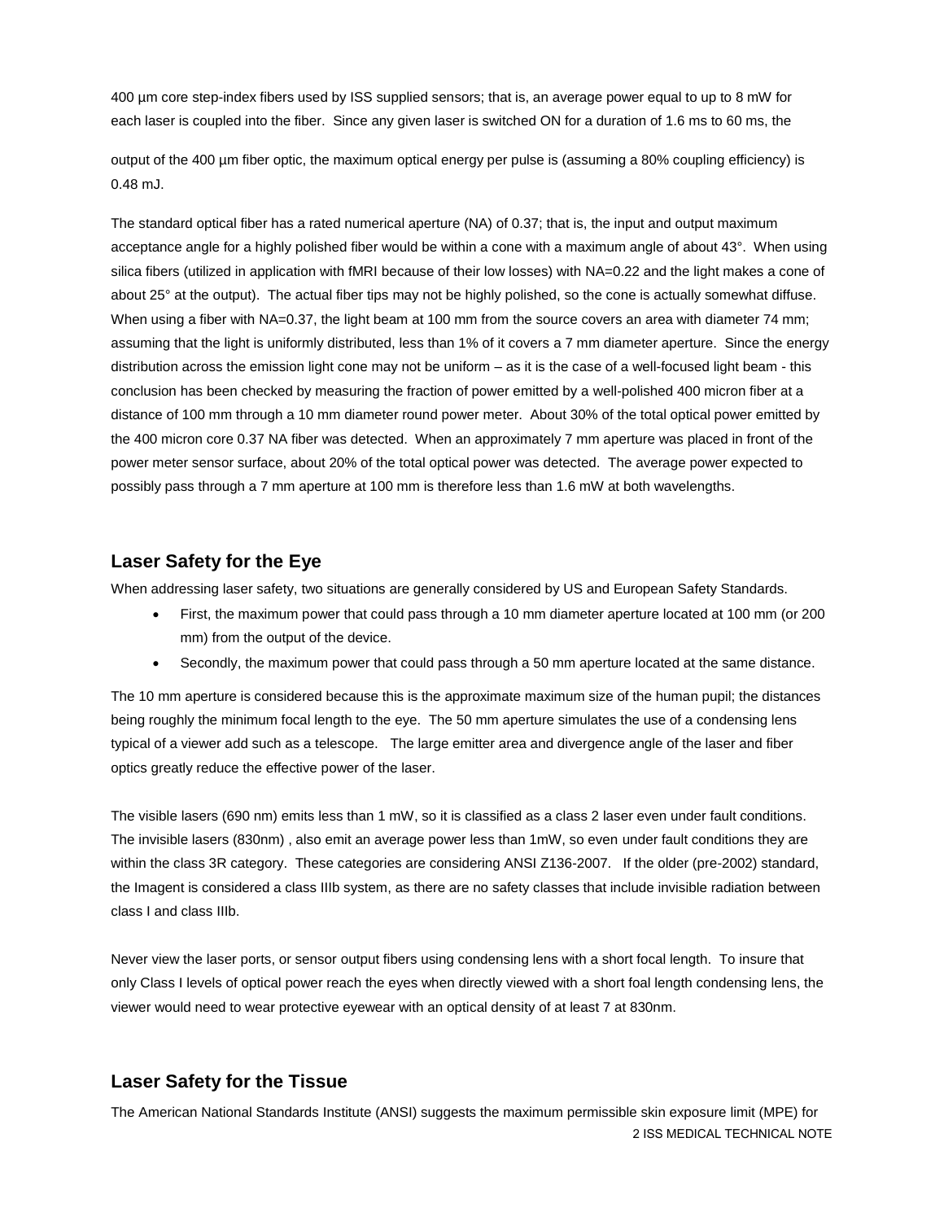400 µm core step-index fibers used by ISS supplied sensors; that is, an average power equal to up to 8 mW for each laser is coupled into the fiber. Since any given laser is switched ON for a duration of 1.6 ms to 60 ms, the

output of the 400 µm fiber optic, the maximum optical energy per pulse is (assuming a 80% coupling efficiency) is 0.48 mJ.

The standard optical fiber has a rated numerical aperture (NA) of 0.37; that is, the input and output maximum acceptance angle for a highly polished fiber would be within a cone with a maximum angle of about 43°. When using silica fibers (utilized in application with fMRI because of their low losses) with NA=0.22 and the light makes a cone of about 25° at the output). The actual fiber tips may not be highly polished, so the cone is actually somewhat diffuse. When using a fiber with NA=0.37, the light beam at 100 mm from the source covers an area with diameter 74 mm; assuming that the light is uniformly distributed, less than 1% of it covers a 7 mm diameter aperture. Since the energy distribution across the emission light cone may not be uniform – as it is the case of a well-focused light beam - this conclusion has been checked by measuring the fraction of power emitted by a well-polished 400 micron fiber at a distance of 100 mm through a 10 mm diameter round power meter. About 30% of the total optical power emitted by the 400 micron core 0.37 NA fiber was detected. When an approximately 7 mm aperture was placed in front of the power meter sensor surface, about 20% of the total optical power was detected. The average power expected to possibly pass through a 7 mm aperture at 100 mm is therefore less than 1.6 mW at both wavelengths.

## Laser Safety for the Eye

When addressing laser safety, two situations are generally considered by US and European Safety Standards.

- First, the maximum power that could pass through a 10 mm diameter aperture located at 100 mm (or 200 mm) from the output of the device.
- Secondly, the maximum power that could pass through a 50 mm aperture located at the same distance.

The 10 mm aperture is considered because this is the approximate maximum size of the human pupil; the distances being roughly the minimum focal length to the eye. The 50 mm aperture simulates the use of a condensing lens typical of a viewer add such as a telescope. The large emitter area and divergence angle of the laser and fiber optics greatly reduce the effective power of the laser.

The visible lasers (690 nm) emits less than 1 mW, so it is classified as a class 2 laser even under fault conditions. The invisible lasers (830nm) , also emit an average power less than 1mW, so even under fault conditions they are within the class 3R category. These categories are considering ANSI Z136-2007. If the older (pre-2002) standard, the Imagent is considered a class IIIb system, as there are no safety classes that include invisible radiation between class I and class IIIb.

Never view the laser ports, or sensor output fibers using condensing lens with a short focal length. To insure that only Class I levels of optical power reach the eyes when directly viewed with a short foal length condensing lens, the viewer would need to wear protective eyewear with an optical density of at least 7 at 830nm.

## Laser Safety for the Tissue

The American National Standards Institute (ANSI) suggests the maximum permissible skin exposure limit (MPE) for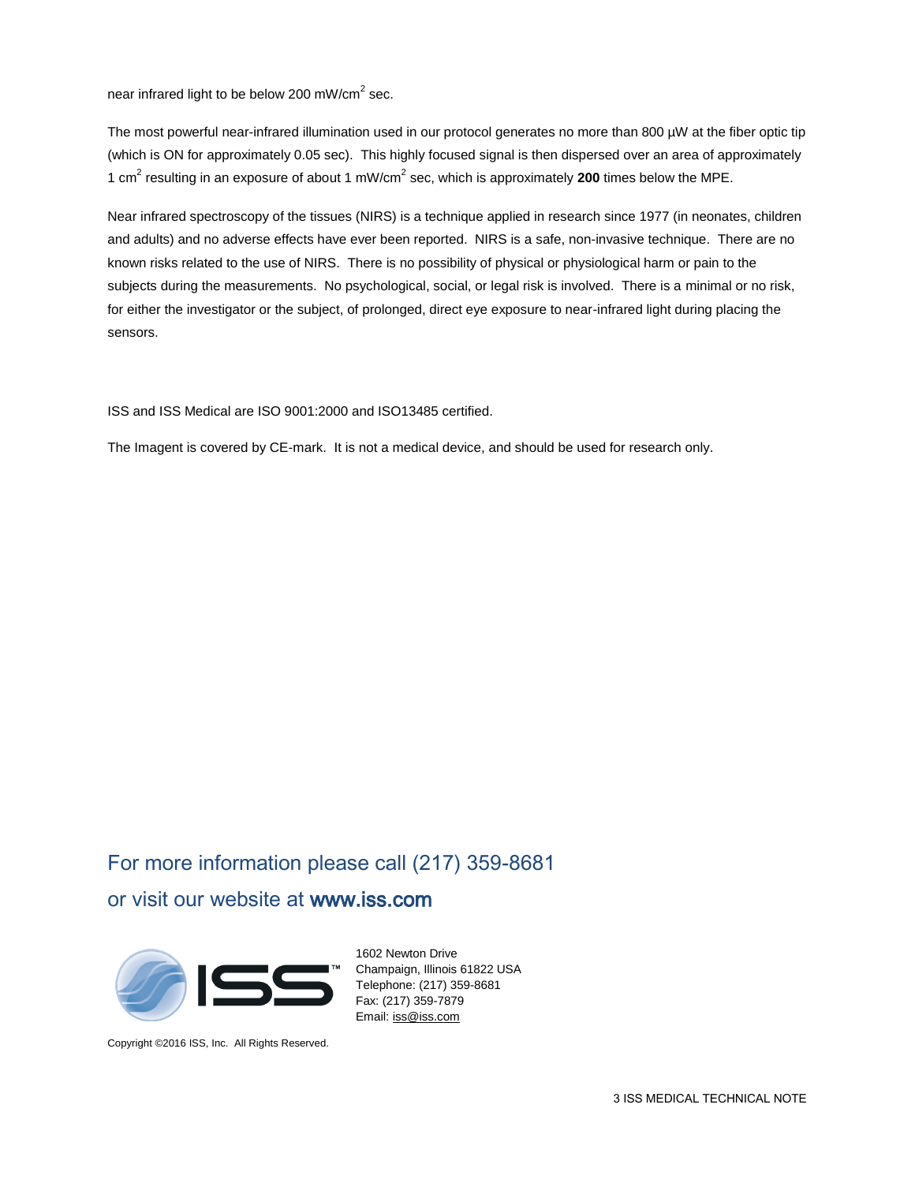near infrared light to be below 200 mW/$cm^2$ sec.

The most powerful near-infrared illumination used in our protocol generates no more than 800 µW at the fiber optic tip (which is ON for approximately 0.05 sec). This highly focused signal is then dispersed over an area of approximately 1 $cm^2$ resulting in an exposure of about 1 mW/$cm^2$ sec, which is approximately **200** times below the MPE.

Near infrared spectroscopy of the tissues (NIRS) is a technique applied in research since 1977 (in neonates, children and adults) and no adverse effects have ever been reported. NIRS is a safe, non-invasive technique. There are no known risks related to the use of NIRS. There is no possibility of physical or physiological harm or pain to the subjects during the measurements. No psychological, social, or legal risk is involved. There is a minimal or no risk, for either the investigator or the subject, of prolonged, direct eye exposure to near-infrared light during placing the sensors.

ISS and ISS Medical are ISO 9001:2000 and ISO13485 certified.

The Imagent is covered by CE-mark. It is not a medical device, and should be used for research only.

For more information please call (217) 359-8681

or visit our website at **www.iss.com**

ISS™

1602 Newton Drive
Champaign, Illinois 61822 USA
Telephone: (217) 359-8681
Fax: (217) 359-7879
Email: iss@iss.com

Copyright ©2016 ISS, Inc. All Rights Reserved.